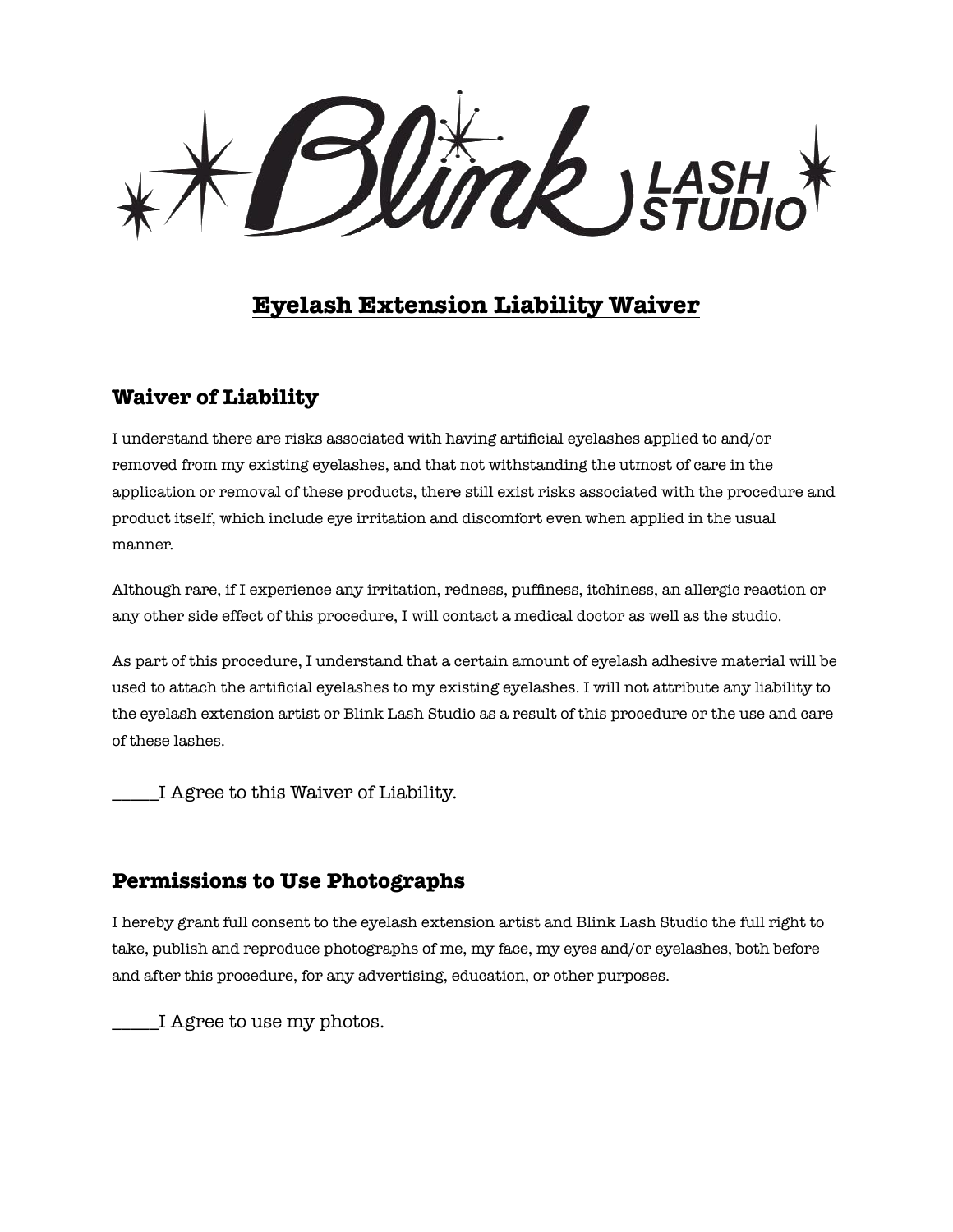Blink LASH STUDIO

# Eyelash Extension Liability Waiver

## Waiver of Liability

I understand there are risks associated with having artificial eyelashes applied to and/or removed from my existing eyelashes, and that not withstanding the utmost of care in the application or removal of these products, there still exist risks associated with the procedure and product itself, which include eye irritation and discomfort even when applied in the usual manner.

Although rare, if I experience any irritation, redness, puffiness, itchiness, an allergic reaction or any other side effect of this procedure, I will contact a medical doctor as well as the studio.

As part of this procedure, I understand that a certain amount of eyelash adhesive material will be used to attach the artificial eyelashes to my existing eyelashes. I will not attribute any liability to the eyelash extension artist or Blink Lash Studio as a result of this procedure or the use and care of these lashes.

_____I Agree to this Waiver of Liability.

## Permissions to Use Photographs

I hereby grant full consent to the eyelash extension artist and Blink Lash Studio the full right to take, publish and reproduce photographs of me, my face, my eyes and/or eyelashes, both before and after this procedure, for any advertising, education, or other purposes.

_____I Agree to use my photos.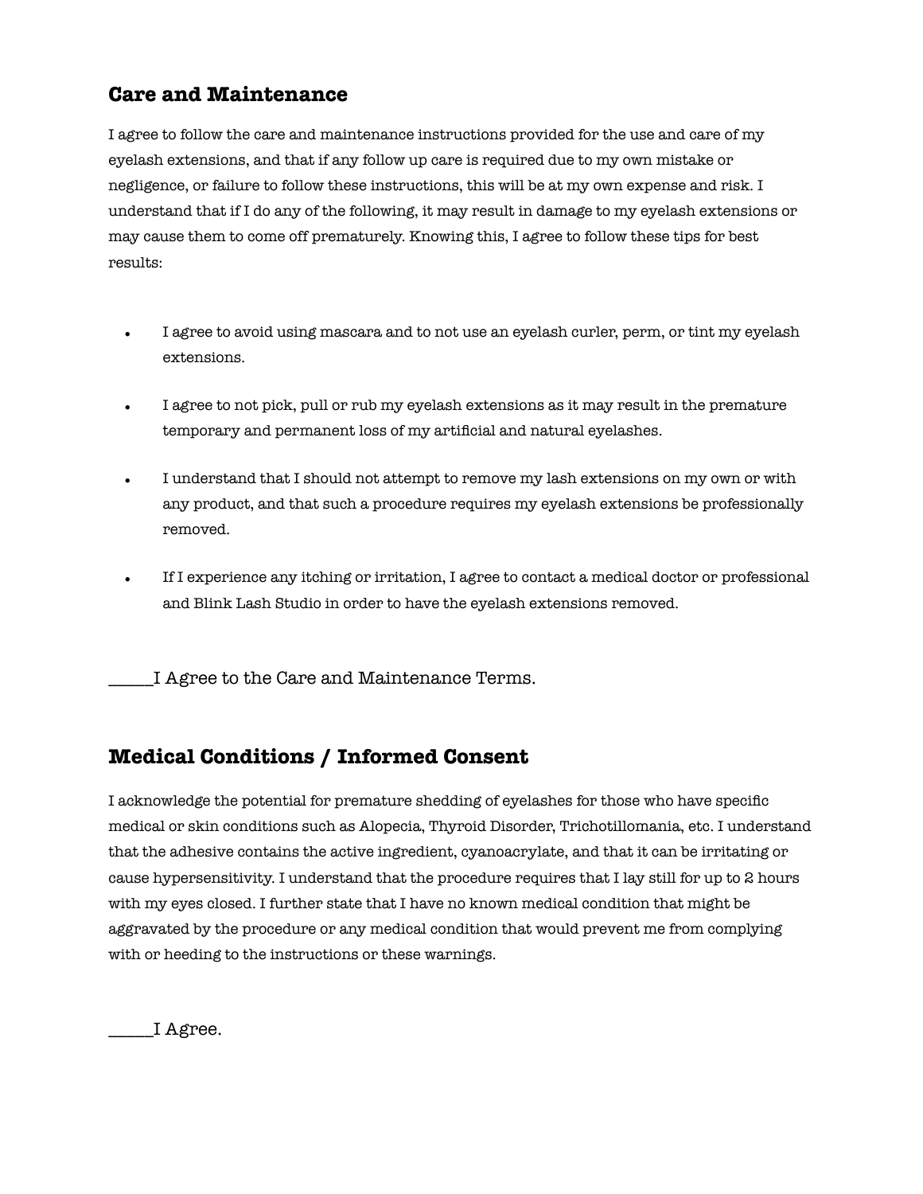## Care and Maintenance

I agree to follow the care and maintenance instructions provided for the use and care of my eyelash extensions, and that if any follow up care is required due to my own mistake or negligence, or failure to follow these instructions, this will be at my own expense and risk. I understand that if I do any of the following, it may result in damage to my eyelash extensions or may cause them to come off prematurely. Knowing this, I agree to follow these tips for best results:

- I agree to avoid using mascara and to not use an eyelash curler, perm, or tint my eyelash extensions.
- I agree to not pick, pull or rub my eyelash extensions as it may result in the premature temporary and permanent loss of my artificial and natural eyelashes.
- I understand that I should not attempt to remove my lash extensions on my own or with any product, and that such a procedure requires my eyelash extensions be professionally removed.
- If I experience any itching or irritation, I agree to contact a medical doctor or professional and Blink Lash Studio in order to have the eyelash extensions removed.

_____I Agree to the Care and Maintenance Terms.

## Medical Conditions / Informed Consent

I acknowledge the potential for premature shedding of eyelashes for those who have specific medical or skin conditions such as Alopecia, Thyroid Disorder, Trichotillomania, etc. I understand that the adhesive contains the active ingredient, cyanoacrylate, and that it can be irritating or cause hypersensitivity. I understand that the procedure requires that I lay still for up to 2 hours with my eyes closed. I further state that I have no known medical condition that might be aggravated by the procedure or any medical condition that would prevent me from complying with or heeding to the instructions or these warnings.

_____I Agree.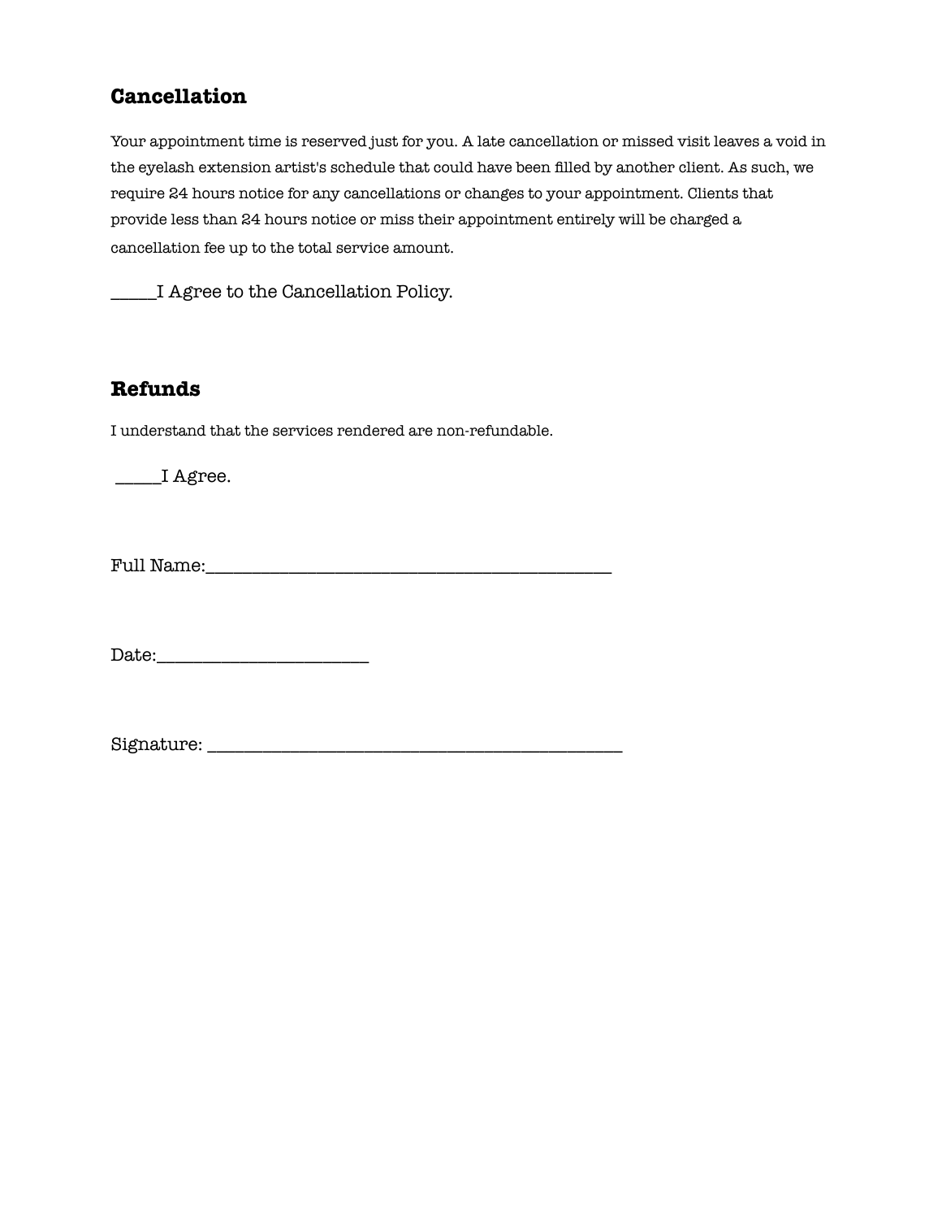## Cancellation

Your appointment time is reserved just for you. A late cancellation or missed visit leaves a void in the eyelash extension artist's schedule that could have been filled by another client. As such, we require 24 hours notice for any cancellations or changes to your appointment. Clients that provide less than 24 hours notice or miss their appointment entirely will be charged a cancellation fee up to the total service amount.

_____I Agree to the Cancellation Policy.

## Refunds

I understand that the services rendered are non-refundable.

_____I Agree.

Full Name:_____________________________________________

Date:_______________________

Signature: _____________________________________________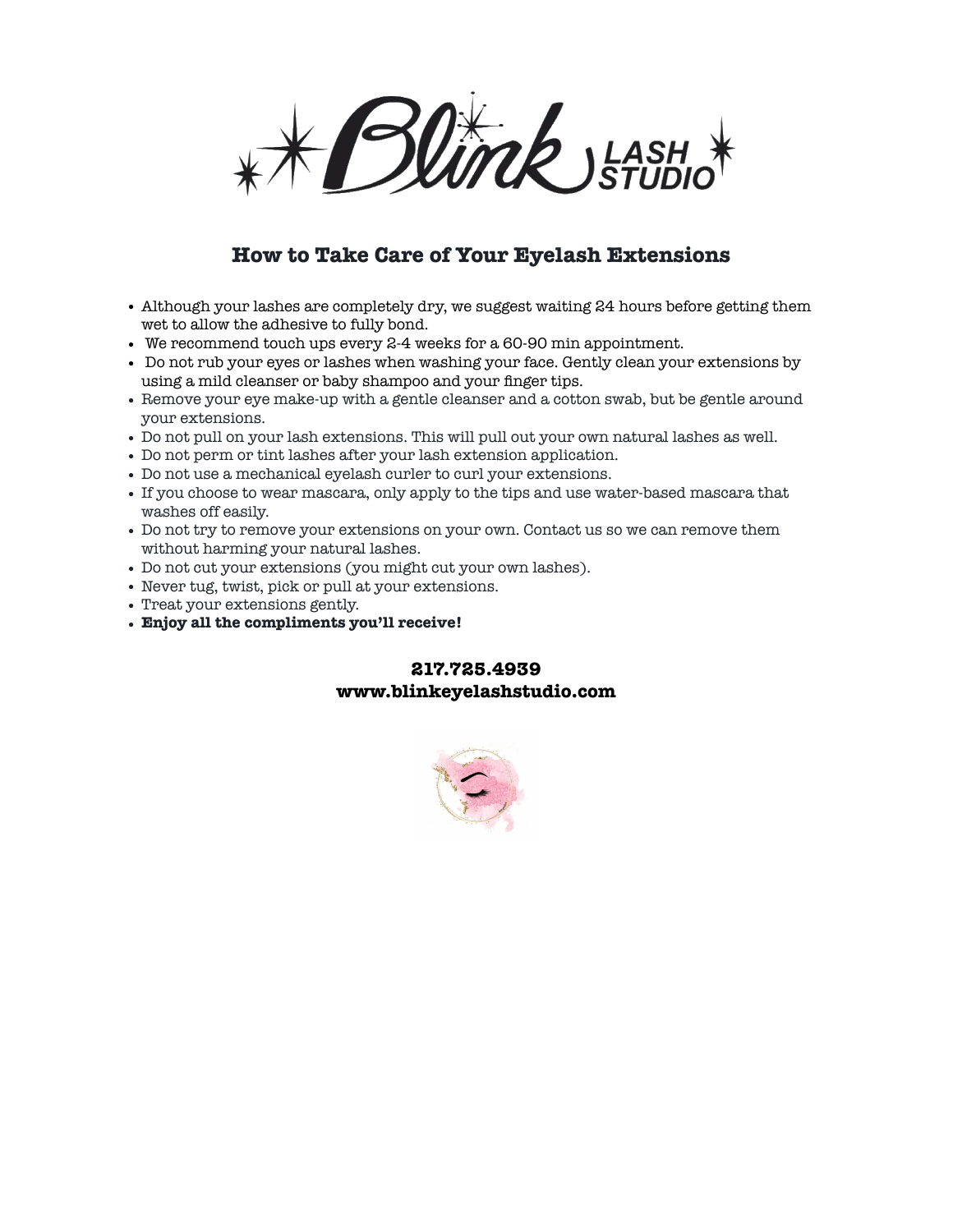Blink LASH STUDIO

## How to Take Care of Your Eyelash Extensions

- Although your lashes are completely dry, we suggest waiting 24 hours before getting them wet to allow the adhesive to fully bond.
- We recommend touch ups every 2-4 weeks for a 60-90 min appointment.
- Do not rub your eyes or lashes when washing your face. Gently clean your extensions by using a mild cleanser or baby shampoo and your finger tips.
- Remove your eye make-up with a gentle cleanser and a cotton swab, but be gentle around your extensions.
- Do not pull on your lash extensions. This will pull out your own natural lashes as well.
- Do not perm or tint lashes after your lash extension application.
- Do not use a mechanical eyelash curler to curl your extensions.
- If you choose to wear mascara, only apply to the tips and use water-based mascara that washes off easily.
- Do not try to remove your extensions on your own. Contact us so we can remove them without harming your natural lashes.
- Do not cut your extensions (you might cut your own lashes).
- Never tug, twist, pick or pull at your extensions.
- Treat your extensions gently.
- **Enjoy all the compliments you'll receive!**

**217.725.4939**
**www.blinkeyelashstudio.com**